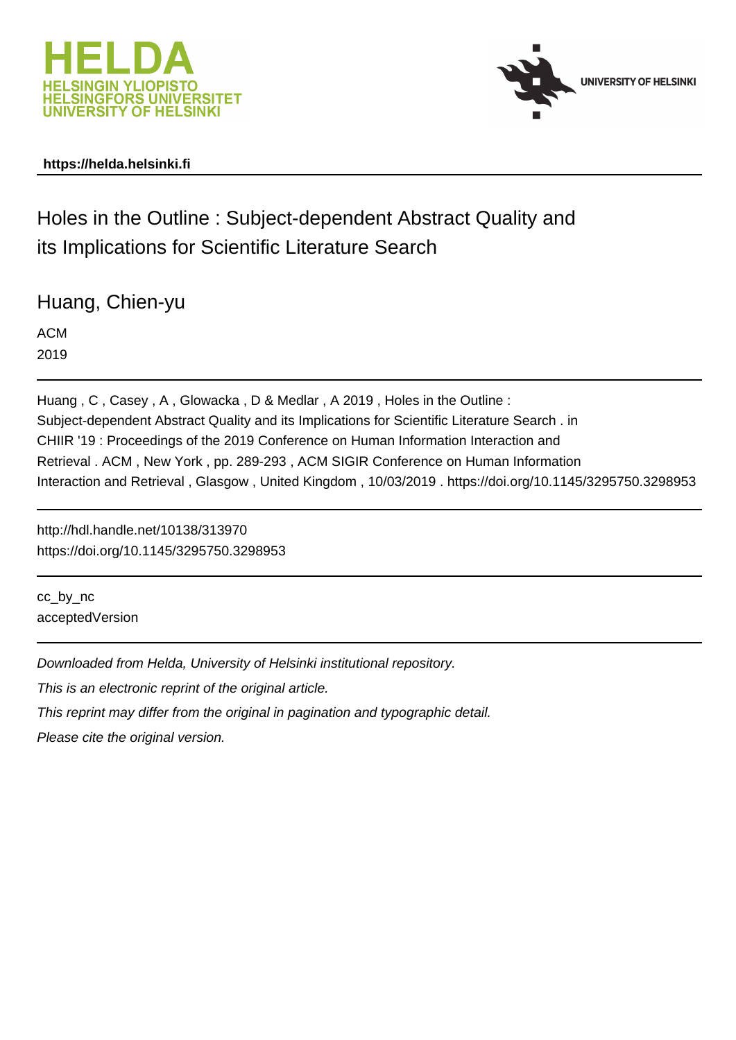HELDA
HELSINGIN YLIOPISTO
HELSINGFORS UNIVERSITET
UNIVERSITY OF HELSINKI

UNIVERSITY OF HELSINKI

**https://helda.helsinki.fi**

# Holes in the Outline : Subject-dependent Abstract Quality and its Implications for Scientific Literature Search

Huang, Chien-yu

ACM

2019

---

Huang , C , Casey , A , Glowacka , D & Medlar , A 2019 , Holes in the Outline : Subject-dependent Abstract Quality and its Implications for Scientific Literature Search . in CHIIR '19 : Proceedings of the 2019 Conference on Human Information Interaction and Retrieval . ACM , New York , pp. 289-293 , ACM SIGIR Conference on Human Information Interaction and Retrieval , Glasgow , United Kingdom , 10/03/2019 . https://doi.org/10.1145/3295750.3298953

---

http://hdl.handle.net/10138/313970
https://doi.org/10.1145/3295750.3298953

---

cc_by_nc
acceptedVersion

---

*Downloaded from Helda, University of Helsinki institutional repository.*

*This is an electronic reprint of the original article.*

*This reprint may differ from the original in pagination and typographic detail.*

*Please cite the original version.*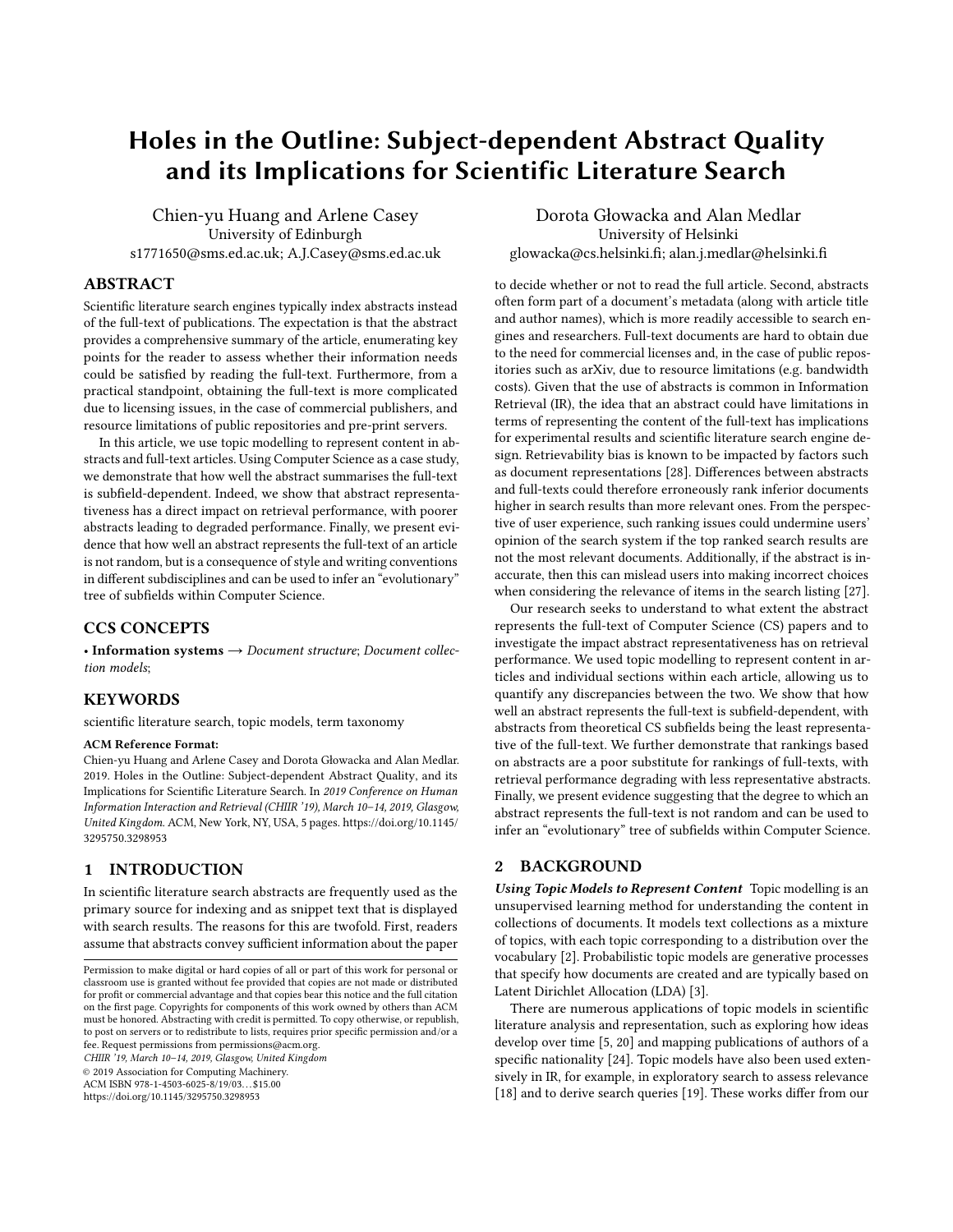# Holes in the Outline: Subject-dependent Abstract Quality and its Implications for Scientific Literature Search

Chien-yu Huang and Arlene Casey
University of Edinburgh
s1771650@sms.ed.ac.uk; A.J.Casey@sms.ed.ac.uk

Dorota Głowacka and Alan Medlar
University of Helsinki
glowacka@cs.helsinki.fi; alan.j.medlar@helsinki.fi

## ABSTRACT

Scientific literature search engines typically index abstracts instead of the full-text of publications. The expectation is that the abstract provides a comprehensive summary of the article, enumerating key points for the reader to assess whether their information needs could be satisfied by reading the full-text. Furthermore, from a practical standpoint, obtaining the full-text is more complicated due to licensing issues, in the case of commercial publishers, and resource limitations of public repositories and pre-print servers.

In this article, we use topic modelling to represent content in abstracts and full-text articles. Using Computer Science as a case study, we demonstrate that how well the abstract summarises the full-text is subfield-dependent. Indeed, we show that abstract representativeness has a direct impact on retrieval performance, with poorer abstracts leading to degraded performance. Finally, we present evidence that how well an abstract represents the full-text of an article is not random, but is a consequence of style and writing conventions in different subdisciplines and can be used to infer an "evolutionary" tree of subfields within Computer Science.

## CCS CONCEPTS

• **Information systems** → *Document structure*; *Document collection models*;

## KEYWORDS

scientific literature search, topic models, term taxonomy

**ACM Reference Format:**
Chien-yu Huang and Arlene Casey and Dorota Głowacka and Alan Medlar. 2019. Holes in the Outline: Subject-dependent Abstract Quality, and its Implications for Scientific Literature Search. In *2019 Conference on Human Information Interaction and Retrieval (CHIIR '19), March 10–14, 2019, Glasgow, United Kingdom.* ACM, New York, NY, USA, 5 pages. https://doi.org/10.1145/3295750.3298953

## 1 INTRODUCTION

In scientific literature search abstracts are frequently used as the primary source for indexing and as snippet text that is displayed with search results. The reasons for this are twofold. First, readers assume that abstracts convey sufficient information about the paper to decide whether or not to read the full article. Second, abstracts often form part of a document's metadata (along with article title and author names), which is more readily accessible to search engines and researchers. Full-text documents are hard to obtain due to the need for commercial licenses and, in the case of public repositories such as arXiv, due to resource limitations (e.g. bandwidth costs). Given that the use of abstracts is common in Information Retrieval (IR), the idea that an abstract could have limitations in terms of representing the content of the full-text has implications for experimental results and scientific literature search engine design. Retrievability bias is known to be impacted by factors such as document representations [28]. Differences between abstracts and full-texts could therefore erroneously rank inferior documents higher in search results than more relevant ones. From the perspective of user experience, such ranking issues could undermine users' opinion of the search system if the top ranked search results are not the most relevant documents. Additionally, if the abstract is inaccurate, then this can mislead users into making incorrect choices when considering the relevance of items in the search listing [27].

Our research seeks to understand to what extent the abstract represents the full-text of Computer Science (CS) papers and to investigate the impact abstract representativeness has on retrieval performance. We used topic modelling to represent content in articles and individual sections within each article, allowing us to quantify any discrepancies between the two. We show that how well an abstract represents the full-text is subfield-dependent, with abstracts from theoretical CS subfields being the least representative of the full-text. We further demonstrate that rankings based on abstracts are a poor substitute for rankings of full-texts, with retrieval performance degrading with less representative abstracts. Finally, we present evidence suggesting that the degree to which an abstract represents the full-text is not random and can be used to infer an "evolutionary" tree of subfields within Computer Science.

## 2 BACKGROUND

***Using Topic Models to Represent Content*** Topic modelling is an unsupervised learning method for understanding the content in collections of documents. It models text collections as a mixture of topics, with each topic corresponding to a distribution over the vocabulary [2]. Probabilistic topic models are generative processes that specify how documents are created and are typically based on Latent Dirichlet Allocation (LDA) [3].

There are numerous applications of topic models in scientific literature analysis and representation, such as exploring how ideas develop over time [5, 20] and mapping publications of authors of a specific nationality [24]. Topic models have also been used extensively in IR, for example, in exploratory search to assess relevance [18] and to derive search queries [19]. These works differ from our

Permission to make digital or hard copies of all or part of this work for personal or classroom use is granted without fee provided that copies are not made or distributed for profit or commercial advantage and that copies bear this notice and the full citation on the first page. Copyrights for components of this work owned by others than ACM must be honored. Abstracting with credit is permitted. To copy otherwise, or republish, to post on servers or to redistribute to lists, requires prior specific permission and/or a fee. Request permissions from permissions@acm.org.
*CHIIR '19, March 10–14, 2019, Glasgow, United Kingdom*
© 2019 Association for Computing Machinery.
ACM ISBN 978-1-4503-6025-8/19/03…$15.00
https://doi.org/10.1145/3295750.3298953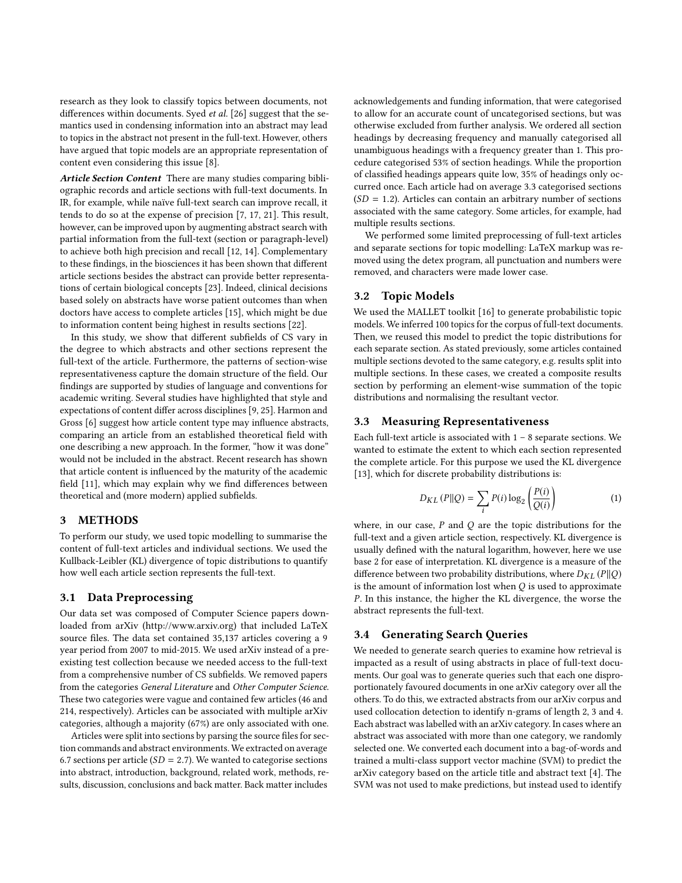research as they look to classify topics between documents, not differences within documents. Syed *et al.* [26] suggest that the semantics used in condensing information into an abstract may lead to topics in the abstract not present in the full-text. However, others have argued that topic models are an appropriate representation of content even considering this issue [8].

***Article Section Content*** There are many studies comparing bibliographic records and article sections with full-text documents. In IR, for example, while naïve full-text search can improve recall, it tends to do so at the expense of precision [7, 17, 21]. This result, however, can be improved upon by augmenting abstract search with partial information from the full-text (section or paragraph-level) to achieve both high precision and recall [12, 14]. Complementary to these findings, in the biosciences it has been shown that different article sections besides the abstract can provide better representations of certain biological concepts [23]. Indeed, clinical decisions based solely on abstracts have worse patient outcomes than when doctors have access to complete articles [15], which might be due to information content being highest in results sections [22].

In this study, we show that different subfields of CS vary in the degree to which abstracts and other sections represent the full-text of the article. Furthermore, the patterns of section-wise representativeness capture the domain structure of the field. Our findings are supported by studies of language and conventions for academic writing. Several studies have highlighted that style and expectations of content differ across disciplines [9, 25]. Harmon and Gross [6] suggest how article content type may influence abstracts, comparing an article from an established theoretical field with one describing a new approach. In the former, "how it was done" would not be included in the abstract. Recent research has shown that article content is influenced by the maturity of the academic field [11], which may explain why we find differences between theoretical and (more modern) applied subfields.

## 3 METHODS

To perform our study, we used topic modelling to summarise the content of full-text articles and individual sections. We used the Kullback-Leibler (KL) divergence of topic distributions to quantify how well each article section represents the full-text.

### 3.1 Data Preprocessing

Our data set was composed of Computer Science papers downloaded from arXiv (http://www.arxiv.org) that included LaTeX source files. The data set contained 35,137 articles covering a 9 year period from 2007 to mid-2015. We used arXiv instead of a preexisting test collection because we needed access to the full-text from a comprehensive number of CS subfields. We removed papers from the categories *General Literature* and *Other Computer Science*. These two categories were vague and contained few articles (46 and 214, respectively). Articles can be associated with multiple arXiv categories, although a majority (67%) are only associated with one.

Articles were split into sections by parsing the source files for section commands and abstract environments. We extracted on average 6.7 sections per article ($SD = 2.7$). We wanted to categorise sections into abstract, introduction, background, related work, methods, results, discussion, conclusions and back matter. Back matter includes acknowledgements and funding information, that were categorised to allow for an accurate count of uncategorised sections, but was otherwise excluded from further analysis. We ordered all section headings by decreasing frequency and manually categorised all unambiguous headings with a frequency greater than 1. This procedure categorised 53% of section headings. While the proportion of classified headings appears quite low, 35% of headings only occurred once. Each article had on average 3.3 categorised sections ($SD = 1.2$). Articles can contain an arbitrary number of sections associated with the same category. Some articles, for example, had multiple results sections.

We performed some limited preprocessing of full-text articles and separate sections for topic modelling: LaTeX markup was removed using the detex program, all punctuation and numbers were removed, and characters were made lower case.

### 3.2 Topic Models

We used the MALLET toolkit [16] to generate probabilistic topic models. We inferred 100 topics for the corpus of full-text documents. Then, we reused this model to predict the topic distributions for each separate section. As stated previously, some articles contained multiple sections devoted to the same category, e.g. results split into multiple sections. In these cases, we created a composite results section by performing an element-wise summation of the topic distributions and normalising the resultant vector.

### 3.3 Measuring Representativeness

Each full-text article is associated with 1 – 8 separate sections. We wanted to estimate the extent to which each section represented the complete article. For this purpose we used the KL divergence [13], which for discrete probability distributions is:

$$D_{KL}(P \| Q) = \sum_i P(i) \log_2 \left( \frac{P(i)}{Q(i)} \right) \tag{1}$$

where, in our case, $P$ and $Q$ are the topic distributions for the full-text and a given article section, respectively. KL divergence is usually defined with the natural logarithm, however, here we use base 2 for ease of interpretation. KL divergence is a measure of the difference between two probability distributions, where $D_{KL}(P \| Q)$ is the amount of information lost when $Q$ is used to approximate $P$. In this instance, the higher the KL divergence, the worse the abstract represents the full-text.

### 3.4 Generating Search Queries

We needed to generate search queries to examine how retrieval is impacted as a result of using abstracts in place of full-text documents. Our goal was to generate queries such that each one disproportionately favoured documents in one arXiv category over all the others. To do this, we extracted abstracts from our arXiv corpus and used collocation detection to identify n-grams of length 2, 3 and 4. Each abstract was labelled with an arXiv category. In cases where an abstract was associated with more than one category, we randomly selected one. We converted each document into a bag-of-words and trained a multi-class support vector machine (SVM) to predict the arXiv category based on the article title and abstract text [4]. The SVM was not used to make predictions, but instead used to identify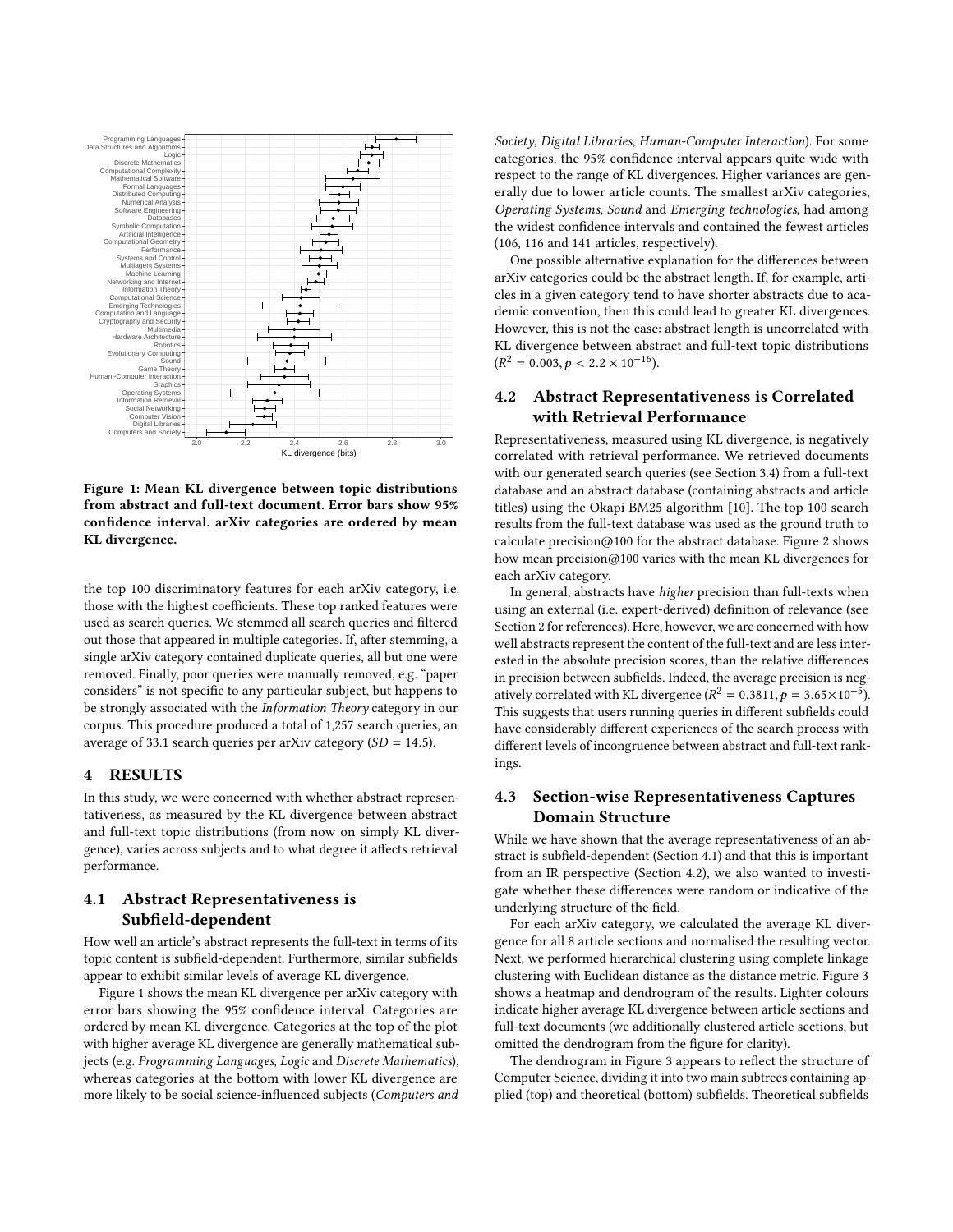the top 100 discriminatory features for each arXiv category, i.e. those with the highest coefficients. These top ranked features were used as search queries. We stemmed all search queries and filtered out those that appeared in multiple categories. If, after stemming, a single arXiv category contained duplicate queries, all but one were removed. Finally, poor queries were manually removed, e.g. "paper considers" is not specific to any particular subject, but happens to be strongly associated with the *Information Theory* category in our corpus. This procedure produced a total of 1,257 search queries, an average of 33.1 search queries per arXiv category ($SD = 14.5$).

Figure 1: Mean KL divergence between topic distributions from abstract and full-text document. Error bars show 95% confidence interval. arXiv categories are ordered by mean KL divergence.

# 4 RESULTS

In this study, we were concerned with whether abstract representativeness, as measured by the KL divergence between abstract and full-text topic distributions (from now on simply KL divergence), varies across subjects and to what degree it affects retrieval performance.

## 4.1 Abstract Representativeness is Subfield-dependent

How well an article's abstract represents the full-text in terms of its topic content is subfield-dependent. Furthermore, similar subfields appear to exhibit similar levels of average KL divergence.

Figure 1 shows the mean KL divergence per arXiv category with error bars showing the 95% confidence interval. Categories are ordered by mean KL divergence. Categories at the top of the plot with higher average KL divergence are generally mathematical subjects (e.g. *Programming Languages*, *Logic* and *Discrete Mathematics*), whereas categories at the bottom with lower KL divergence are more likely to be social science-influenced subjects (*Computers and Society*, *Digital Libraries*, *Human-Computer Interaction*). For some categories, the 95% confidence interval appears quite wide with respect to the range of KL divergences. Higher variances are generally due to lower article counts. The smallest arXiv categories, *Operating Systems*, *Sound* and *Emerging technologies*, had among the widest confidence intervals and contained the fewest articles (106, 116 and 141 articles, respectively).

One possible alternative explanation for the differences between arXiv categories could be the abstract length. If, for example, articles in a given category tend to have shorter abstracts due to academic convention, then this could lead to greater KL divergences. However, this is not the case: abstract length is uncorrelated with KL divergence between abstract and full-text topic distributions ($R^2 = 0.003, p < 2.2 \times 10^{-16}$).

## 4.2 Abstract Representativeness is Correlated with Retrieval Performance

Representativeness, measured using KL divergence, is negatively correlated with retrieval performance. We retrieved documents with our generated search queries (see Section 3.4) from a full-text database and an abstract database (containing abstracts and article titles) using the Okapi BM25 algorithm [10]. The top 100 search results from the full-text database was used as the ground truth to calculate precision@100 for the abstract database. Figure 2 shows how mean precision@100 varies with the mean KL divergences for each arXiv category.

In general, abstracts have *higher* precision than full-texts when using an external (i.e. expert-derived) definition of relevance (see Section 2 for references). Here, however, we are concerned with how well abstracts represent the content of the full-text and are less interested in the absolute precision scores, than the relative differences in precision between subfields. Indeed, the average precision is negatively correlated with KL divergence ($R^2 = 0.3811, p = 3.65 \times 10^{-5}$). This suggests that users running queries in different subfields could have considerably different experiences of the search process with different levels of incongruence between abstract and full-text rankings.

## 4.3 Section-wise Representativeness Captures Domain Structure

While we have shown that the average representativeness of an abstract is subfield-dependent (Section 4.1) and that this is important from an IR perspective (Section 4.2), we also wanted to investigate whether these differences were random or indicative of the underlying structure of the field.

For each arXiv category, we calculated the average KL divergence for all 8 article sections and normalised the resulting vector. Next, we performed hierarchical clustering using complete linkage clustering with Euclidean distance as the distance metric. Figure 3 shows a heatmap and dendrogram of the results. Lighter colours indicate higher average KL divergence between article sections and full-text documents (we additionally clustered article sections, but omitted the dendrogram from the figure for clarity).

The dendrogram in Figure 3 appears to reflect the structure of Computer Science, dividing it into two main subtrees containing applied (top) and theoretical (bottom) subfields. Theoretical subfields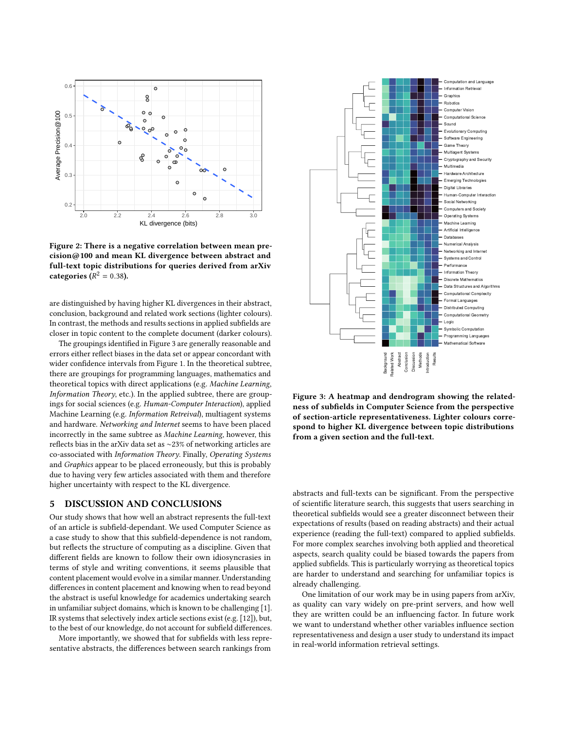**Figure 2: There is a negative correlation between mean precision@100 and mean KL divergence between abstract and full-text topic distributions for queries derived from arXiv categories ($R^2 = 0.38$).**

are distinguished by having higher KL divergences in their abstract, conclusion, background and related work sections (lighter colours). In contrast, the methods and results sections in applied subfields are closer in topic content to the complete document (darker colours).

The groupings identified in Figure 3 are generally reasonable and errors either reflect biases in the data set or appear concordant with wider confidence intervals from Figure 1. In the theoretical subtree, there are groupings for programming languages, mathematics and theoretical topics with direct applications (e.g. *Machine Learning*, *Information Theory*, etc.). In the applied subtree, there are groupings for social sciences (e.g. *Human-Computer Interaction*), applied Machine Learning (e.g. *Information Retreival*), multiagent systems and hardware. *Networking and Internet* seems to have been placed incorrectly in the same subtree as *Machine Learning*, however, this reflects bias in the arXiv data set as ~23% of networking articles are co-associated with *Information Theory*. Finally, *Operating Systems* and *Graphics* appear to be placed erroneously, but this is probably due to having very few articles associated with them and therefore higher uncertainty with respect to the KL divergence.

**Figure 3: A heatmap and dendrogram showing the relatedness of subfields in Computer Science from the perspective of section-article representativeness. Lighter colours correspond to higher KL divergence between topic distributions from a given section and the full-text.**

## 5 DISCUSSION AND CONCLUSIONS

Our study shows that how well an abstract represents the full-text of an article is subfield-dependant. We used Computer Science as a case study to show that this subfield-dependence is not random, but reflects the structure of computing as a discipline. Given that different fields are known to follow their own idiosyncrasies in terms of style and writing conventions, it seems plausible that content placement would evolve in a similar manner. Understanding differences in content placement and knowing when to read beyond the abstract is useful knowledge for academics undertaking search in unfamiliar subject domains, which is known to be challenging [1]. IR systems that selectively index article sections exist (e.g. [12]), but, to the best of our knowledge, do not account for subfield differences.

More importantly, we showed that for subfields with less representative abstracts, the differences between search rankings from abstracts and full-texts can be significant. From the perspective of scientific literature search, this suggests that users searching in theoretical subfields would see a greater disconnect between their expectations of results (based on reading abstracts) and their actual experience (reading the full-text) compared to applied subfields. For more complex searches involving both applied and theoretical aspects, search quality could be biased towards the papers from applied subfields. This is particularly worrying as theoretical topics are harder to understand and searching for unfamiliar topics is already challenging.

One limitation of our work may be in using papers from arXiv, as quality can vary widely on pre-print servers, and how well they are written could be an influencing factor. In future work we want to understand whether other variables influence section representativeness and design a user study to understand its impact in real-world information retrieval settings.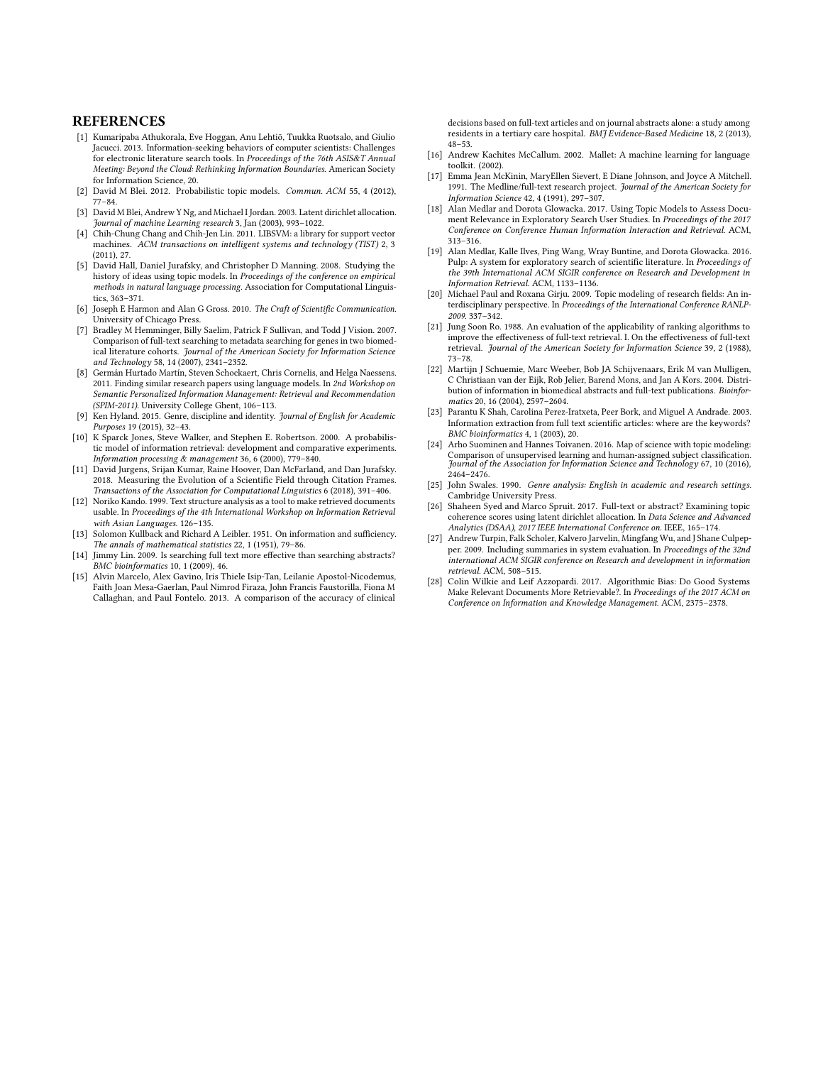## REFERENCES

[1] Kumaripaba Athukorala, Eve Hoggan, Anu Lehtiö, Tuukka Ruotsalo, and Giulio Jacucci. 2013. Information-seeking behaviors of computer scientists: Challenges for electronic literature search tools. In *Proceedings of the 76th ASIS&T Annual Meeting: Beyond the Cloud: Rethinking Information Boundaries*. American Society for Information Science, 20.

[2] David M Blei. 2012. Probabilistic topic models. *Commun. ACM* 55, 4 (2012), 77–84.

[3] David M Blei, Andrew Y Ng, and Michael I Jordan. 2003. Latent dirichlet allocation. *Journal of machine Learning research* 3, Jan (2003), 993–1022.

[4] Chih-Chung Chang and Chih-Jen Lin. 2011. LIBSVM: a library for support vector machines. *ACM transactions on intelligent systems and technology (TIST)* 2, 3 (2011), 27.

[5] David Hall, Daniel Jurafsky, and Christopher D Manning. 2008. Studying the history of ideas using topic models. In *Proceedings of the conference on empirical methods in natural language processing*. Association for Computational Linguistics, 363–371.

[6] Joseph E Harmon and Alan G Gross. 2010. *The Craft of Scientific Communication*. University of Chicago Press.

[7] Bradley M Hemminger, Billy Saelim, Patrick F Sullivan, and Todd J Vision. 2007. Comparison of full-text searching to metadata searching for genes in two biomedical literature cohorts. *Journal of the American Society for Information Science and Technology* 58, 14 (2007), 2341–2352.

[8] Germán Hurtado Martín, Steven Schockaert, Chris Cornelis, and Helga Naessens. 2011. Finding similar research papers using language models. In *2nd Workshop on Semantic Personalized Information Management: Retrieval and Recommendation (SPIM-2011)*. University College Ghent, 106–113.

[9] Ken Hyland. 2015. Genre, discipline and identity. *Journal of English for Academic Purposes* 19 (2015), 32–43.

[10] K Sparck Jones, Steve Walker, and Stephen E. Robertson. 2000. A probabilistic model of information retrieval: development and comparative experiments. *Information processing & management* 36, 6 (2000), 779–840.

[11] David Jurgens, Srijan Kumar, Raine Hoover, Dan McFarland, and Dan Jurafsky. 2018. Measuring the Evolution of a Scientific Field through Citation Frames. *Transactions of the Association for Computational Linguistics* 6 (2018), 391–406.

[12] Noriko Kando. 1999. Text structure analysis as a tool to make retrieved documents usable. In *Proceedings of the 4th International Workshop on Information Retrieval with Asian Languages*. 126–135.

[13] Solomon Kullback and Richard A Leibler. 1951. On information and sufficiency. *The annals of mathematical statistics* 22, 1 (1951), 79–86.

[14] Jimmy Lin. 2009. Is searching full text more effective than searching abstracts? *BMC bioinformatics* 10, 1 (2009), 46.

[15] Alvin Marcelo, Alex Gavino, Iris Thiele Isip-Tan, Leilanie Apostol-Nicodemus, Faith Joan Mesa-Gaerlan, Paul Nimrod Firaza, John Francis Faustorilla, Fiona M Callaghan, and Paul Fontelo. 2013. A comparison of the accuracy of clinical decisions based on full-text articles and on journal abstracts alone: a study among residents in a tertiary care hospital. *BMJ Evidence-Based Medicine* 18, 2 (2013), 48–53.

[16] Andrew Kachites McCallum. 2002. Mallet: A machine learning for language toolkit. (2002).

[17] Emma Jean McKinin, MaryEllen Sievert, E Diane Johnson, and Joyce A Mitchell. 1991. The Medline/full-text research project. *Journal of the American Society for Information Science* 42, 4 (1991), 297–307.

[18] Alan Medlar and Dorota Glowacka. 2017. Using Topic Models to Assess Document Relevance in Exploratory Search User Studies. In *Proceedings of the 2017 Conference on Conference Human Information Interaction and Retrieval*. ACM, 313–316.

[19] Alan Medlar, Kalle Ilves, Ping Wang, Wray Buntine, and Dorota Glowacka. 2016. Pulp: A system for exploratory search of scientific literature. In *Proceedings of the 39th International ACM SIGIR conference on Research and Development in Information Retrieval*. ACM, 1133–1136.

[20] Michael Paul and Roxana Girju. 2009. Topic modeling of research fields: An interdisciplinary perspective. In *Proceedings of the International Conference RANLP-2009*. 337–342.

[21] Jung Soon Ro. 1988. An evaluation of the applicability of ranking algorithms to improve the effectiveness of full-text retrieval. I. On the effectiveness of full-text retrieval. *Journal of the American Society for Information Science* 39, 2 (1988), 73–78.

[22] Martijn J Schuemie, Marc Weeber, Bob JA Schijvenaars, Erik M van Mulligen, C Christiaan van der Eijk, Rob Jelier, Barend Mons, and Jan A Kors. 2004. Distribution of information in biomedical abstracts and full-text publications. *Bioinformatics* 20, 16 (2004), 2597–2604.

[23] Parantu K Shah, Carolina Perez-Iratxeta, Peer Bork, and Miguel A Andrade. 2003. Information extraction from full text scientific articles: where are the keywords? *BMC bioinformatics* 4, 1 (2003), 20.

[24] Arho Suominen and Hannes Toivanen. 2016. Map of science with topic modeling: Comparison of unsupervised learning and human-assigned subject classification. *Journal of the Association for Information Science and Technology* 67, 10 (2016), 2464–2476.

[25] John Swales. 1990. *Genre analysis: English in academic and research settings*. Cambridge University Press.

[26] Shaheen Syed and Marco Spruit. 2017. Full-text or abstract? Examining topic coherence scores using latent dirichlet allocation. In *Data Science and Advanced Analytics (DSAA), 2017 IEEE International Conference on*. IEEE, 165–174.

[27] Andrew Turpin, Falk Scholer, Kalvero Jarvelin, Mingfang Wu, and J Shane Culpepper. 2009. Including summaries in system evaluation. In *Proceedings of the 32nd international ACM SIGIR conference on Research and development in information retrieval*. ACM, 508–515.

[28] Colin Wilkie and Leif Azzopardi. 2017. Algorithmic Bias: Do Good Systems Make Relevant Documents More Retrievable?. In *Proceedings of the 2017 ACM on Conference on Information and Knowledge Management*. ACM, 2375–2378.